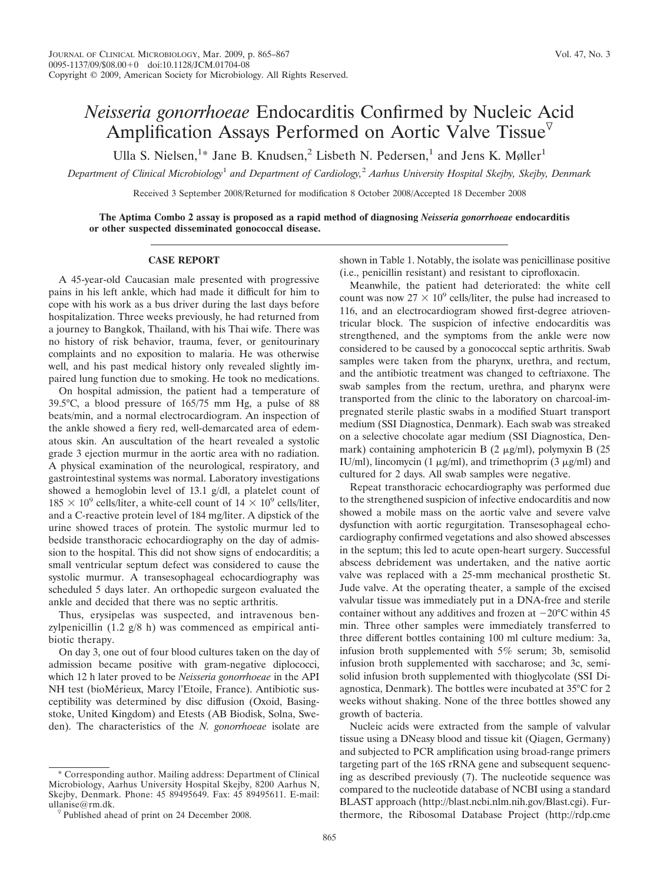# *Neisseria gonorrhoeae* Endocarditis Confirmed by Nucleic Acid Amplification Assays Performed on Aortic Valve Tissue[▽]

Ulla S. Nielsen,[1*] Jane B. Knudsen,[2] Lisbeth N. Pedersen,[1] and Jens K. Møller[1]

*Department of Clinical Microbiology[1] and Department of Cardiology,[2] Aarhus University Hospital Skejby, Skejby, Denmark*

Received 3 September 2008/Returned for modification 8 October 2008/Accepted 18 December 2008

**The Aptima Combo 2 assay is proposed as a rapid method of diagnosing *Neisseria gonorrhoeae* endocarditis or other suspected disseminated gonococcal disease.**

## CASE REPORT

A 45-year-old Caucasian male presented with progressive pains in his left ankle, which had made it difficult for him to cope with his work as a bus driver during the last days before hospitalization. Three weeks previously, he had returned from a journey to Bangkok, Thailand, with his Thai wife. There was no history of risk behavior, trauma, fever, or genitourinary complaints and no exposition to malaria. He was otherwise well, and his past medical history only revealed slightly impaired lung function due to smoking. He took no medications.

On hospital admission, the patient had a temperature of 39.5°C, a blood pressure of 165/75 mm Hg, a pulse of 88 beats/min, and a normal electrocardiogram. An inspection of the ankle showed a fiery red, well-demarcated area of edematous skin. An auscultation of the heart revealed a systolic grade 3 ejection murmur in the aortic area with no radiation. A physical examination of the neurological, respiratory, and gastrointestinal systems was normal. Laboratory investigations showed a hemoglobin level of 13.1 g/dl, a platelet count of $185 \times 10^9$ cells/liter, a white-cell count of $14 \times 10^9$ cells/liter, and a C-reactive protein level of 184 mg/liter. A dipstick of the urine showed traces of protein. The systolic murmur led to bedside transthoracic echocardiography on the day of admission to the hospital. This did not show signs of endocarditis; a small ventricular septum defect was considered to cause the systolic murmur. A transesophageal echocardiography was scheduled 5 days later. An orthopedic surgeon evaluated the ankle and decided that there was no septic arthritis.

Thus, erysipelas was suspected, and intravenous benzylpenicillin (1.2 g/8 h) was commenced as empirical antibiotic therapy.

On day 3, one out of four blood cultures taken on the day of admission became positive with gram-negative diplococci, which 12 h later proved to be *Neisseria gonorrhoeae* in the API NH test (bioMérieux, Marcy l'Etoile, France). Antibiotic susceptibility was determined by disc diffusion (Oxoid, Basingstoke, United Kingdom) and Etests (AB Biodisk, Solna, Sweden). The characteristics of the *N. gonorrhoeae* isolate are shown in Table 1. Notably, the isolate was penicillinase positive (i.e., penicillin resistant) and resistant to ciprofloxacin.

Meanwhile, the patient had deteriorated: the white cell count was now $27 \times 10^9$ cells/liter, the pulse had increased to 116, and an electrocardiogram showed first-degree atrioventricular block. The suspicion of infective endocarditis was strengthened, and the symptoms from the ankle were now considered to be caused by a gonococcal septic arthritis. Swab samples were taken from the pharynx, urethra, and rectum, and the antibiotic treatment was changed to ceftriaxone. The swab samples from the rectum, urethra, and pharynx were transported from the clinic to the laboratory on charcoal-impregnated sterile plastic swabs in a modified Stuart transport medium (SSI Diagnostica, Denmark). Each swab was streaked on a selective chocolate agar medium (SSI Diagnostica, Denmark) containing amphotericin B (2 μg/ml), polymyxin B (25 IU/ml), lincomycin (1 μg/ml), and trimethoprim (3 μg/ml) and cultured for 2 days. All swab samples were negative.

Repeat transthoracic echocardiography was performed due to the strengthened suspicion of infective endocarditis and now showed a mobile mass on the aortic valve and severe valve dysfunction with aortic regurgitation. Transesophageal echocardiography confirmed vegetations and also showed abscesses in the septum; this led to acute open-heart surgery. Successful abscess debridement was undertaken, and the native aortic valve was replaced with a 25-mm mechanical prosthetic St. Jude valve. At the operating theater, a sample of the excised valvular tissue was immediately put in a DNA-free and sterile container without any additives and frozen at −20°C within 45 min. Three other samples were immediately transferred to three different bottles containing 100 ml culture medium: 3a, infusion broth supplemented with 5% serum; 3b, semisolid infusion broth supplemented with saccharose; and 3c, semisolid infusion broth supplemented with thioglycolate (SSI Diagnostica, Denmark). The bottles were incubated at 35°C for 2 weeks without shaking. None of the three bottles showed any growth of bacteria.

Nucleic acids were extracted from the sample of valvular tissue using a DNeasy blood and tissue kit (Qiagen, Germany) and subjected to PCR amplification using broad-range primers targeting part of the 16S rRNA gene and subsequent sequencing as described previously (7). The nucleotide sequence was compared to the nucleotide database of NCBI using a standard BLAST approach (http://blast.ncbi.nlm.nih.gov/Blast.cgi). Furthermore, the Ribosomal Database Project (http://rdp.cme

* Corresponding author. Mailing address: Department of Clinical Microbiology, Aarhus University Hospital Skejby, 8200 Aarhus N, Skejby, Denmark. Phone: 45 89495649. Fax: 45 89495611. E-mail: ullanise@rm.dk.

▽ Published ahead of print on 24 December 2008.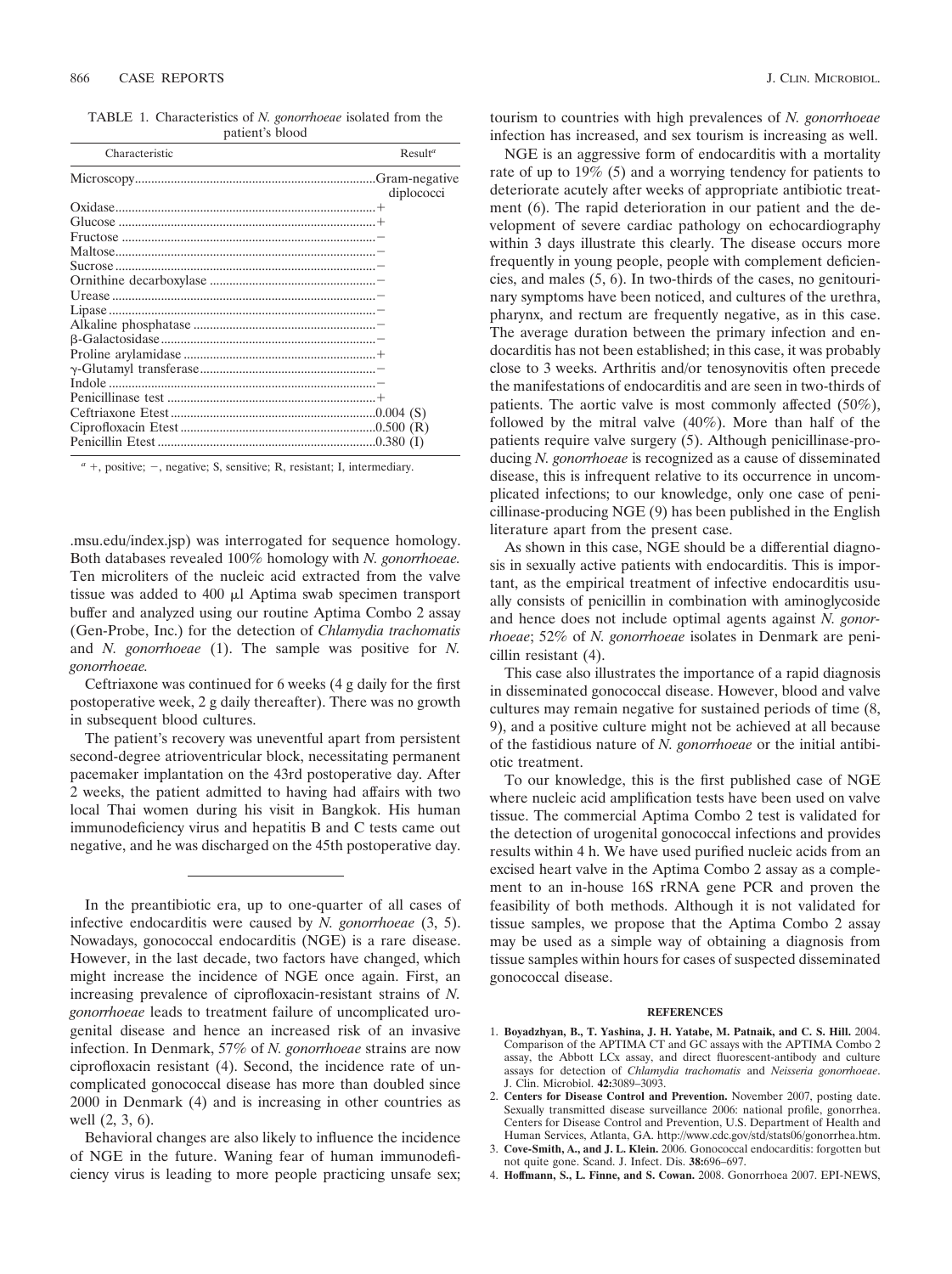TABLE 1. Characteristics of *N. gonorrhoeae* isolated from the patient's blood

| Characteristic | Result[a] |
| --- | --- |
| Microscopy | Gram-negative diplococci |
| Oxidase | + |
| Glucose | + |
| Fructose | − |
| Maltose | − |
| Sucrose | − |
| Ornithine decarboxylase | − |
| Urease | − |
| Lipase | − |
| Alkaline phosphatase | − |
| β-Galactosidase | − |
| Proline arylamidase | + |
| γ-Glutamyl transferase | − |
| Indole | − |
| Penicillinase test | + |
| Ceftriaxone Etest | 0.004 (S) |
| Ciprofloxacin Etest | 0.500 (R) |
| Penicillin Etest | 0.380 (I) |

[a] +, positive; −, negative; S, sensitive; R, resistant; I, intermediary.

.msu.edu/index.jsp) was interrogated for sequence homology. Both databases revealed 100% homology with *N. gonorrhoeae.* Ten microliters of the nucleic acid extracted from the valve tissue was added to 400 μl Aptima swab specimen transport buffer and analyzed using our routine Aptima Combo 2 assay (Gen-Probe, Inc.) for the detection of *Chlamydia trachomatis* and *N. gonorrhoeae* (1). The sample was positive for *N. gonorrhoeae.*

Ceftriaxone was continued for 6 weeks (4 g daily for the first postoperative week, 2 g daily thereafter). There was no growth in subsequent blood cultures.

The patient's recovery was uneventful apart from persistent second-degree atrioventricular block, necessitating permanent pacemaker implantation on the 43rd postoperative day. After 2 weeks, the patient admitted to having had affairs with two local Thai women during his visit in Bangkok. His human immunodeficiency virus and hepatitis B and C tests came out negative, and he was discharged on the 45th postoperative day.

---

In the preantibiotic era, up to one-quarter of all cases of infective endocarditis were caused by *N. gonorrhoeae* (3, 5). Nowadays, gonococcal endocarditis (NGE) is a rare disease. However, in the last decade, two factors have changed, which might increase the incidence of NGE once again. First, an increasing prevalence of ciprofloxacin-resistant strains of *N. gonorrhoeae* leads to treatment failure of uncomplicated urogenital disease and hence an increased risk of an invasive infection. In Denmark, 57% of *N. gonorrhoeae* strains are now ciprofloxacin resistant (4). Second, the incidence rate of uncomplicated gonococcal disease has more than doubled since 2000 in Denmark (4) and is increasing in other countries as well (2, 3, 6).

Behavioral changes are also likely to influence the incidence of NGE in the future. Waning fear of human immunodeficiency virus is leading to more people practicing unsafe sex; tourism to countries with high prevalences of *N. gonorrhoeae* infection has increased, and sex tourism is increasing as well.

NGE is an aggressive form of endocarditis with a mortality rate of up to 19% (5) and a worrying tendency for patients to deteriorate acutely after weeks of appropriate antibiotic treatment (6). The rapid deterioration in our patient and the development of severe cardiac pathology on echocardiography within 3 days illustrate this clearly. The disease occurs more frequently in young people, people with complement deficiencies, and males (5, 6). In two-thirds of the cases, no genitourinary symptoms have been noticed, and cultures of the urethra, pharynx, and rectum are frequently negative, as in this case. The average duration between the primary infection and endocarditis has not been established; in this case, it was probably close to 3 weeks. Arthritis and/or tenosynovitis often precede the manifestations of endocarditis and are seen in two-thirds of patients. The aortic valve is most commonly affected (50%), followed by the mitral valve (40%). More than half of the patients require valve surgery (5). Although penicillinase-producing *N. gonorrhoeae* is recognized as a cause of disseminated disease, this is infrequent relative to its occurrence in uncomplicated infections; to our knowledge, only one case of penicillinase-producing NGE (9) has been published in the English literature apart from the present case.

As shown in this case, NGE should be a differential diagnosis in sexually active patients with endocarditis. This is important, as the empirical treatment of infective endocarditis usually consists of penicillin in combination with aminoglycoside and hence does not include optimal agents against *N. gonorrhoeae*; 52% of *N. gonorrhoeae* isolates in Denmark are penicillin resistant (4).

This case also illustrates the importance of a rapid diagnosis in disseminated gonococcal disease. However, blood and valve cultures may remain negative for sustained periods of time (8, 9), and a positive culture might not be achieved at all because of the fastidious nature of *N. gonorrhoeae* or the initial antibiotic treatment.

To our knowledge, this is the first published case of NGE where nucleic acid amplification tests have been used on valve tissue. The commercial Aptima Combo 2 test is validated for the detection of urogenital gonococcal infections and provides results within 4 h. We have used purified nucleic acids from an excised heart valve in the Aptima Combo 2 assay as a complement to an in-house 16S rRNA gene PCR and proven the feasibility of both methods. Although it is not validated for tissue samples, we propose that the Aptima Combo 2 assay may be used as a simple way of obtaining a diagnosis from tissue samples within hours for cases of suspected disseminated gonococcal disease.

## REFERENCES

1. **Boyadzhyan, B., T. Yashina, J. H. Yatabe, M. Patnaik, and C. S. Hill.** 2004. Comparison of the APTIMA CT and GC assays with the APTIMA Combo 2 assay, the Abbott LCx assay, and direct fluorescent-antibody and culture assays for detection of *Chlamydia trachomatis* and *Neisseria gonorrhoeae*. J. Clin. Microbiol. **42:**3089–3093.
2. **Centers for Disease Control and Prevention.** November 2007, posting date. Sexually transmitted disease surveillance 2006: national profile, gonorrhea. Centers for Disease Control and Prevention, U.S. Department of Health and Human Services, Atlanta, GA. http://www.cdc.gov/std/stats06/gonorrhea.htm.
3. **Cove-Smith, A., and J. L. Klein.** 2006. Gonococcal endocarditis: forgotten but not quite gone. Scand. J. Infect. Dis. **38:**696–697.
4. **Hoffmann, S., L. Finne, and S. Cowan.** 2008. Gonorrhoea 2007. EPI-NEWS,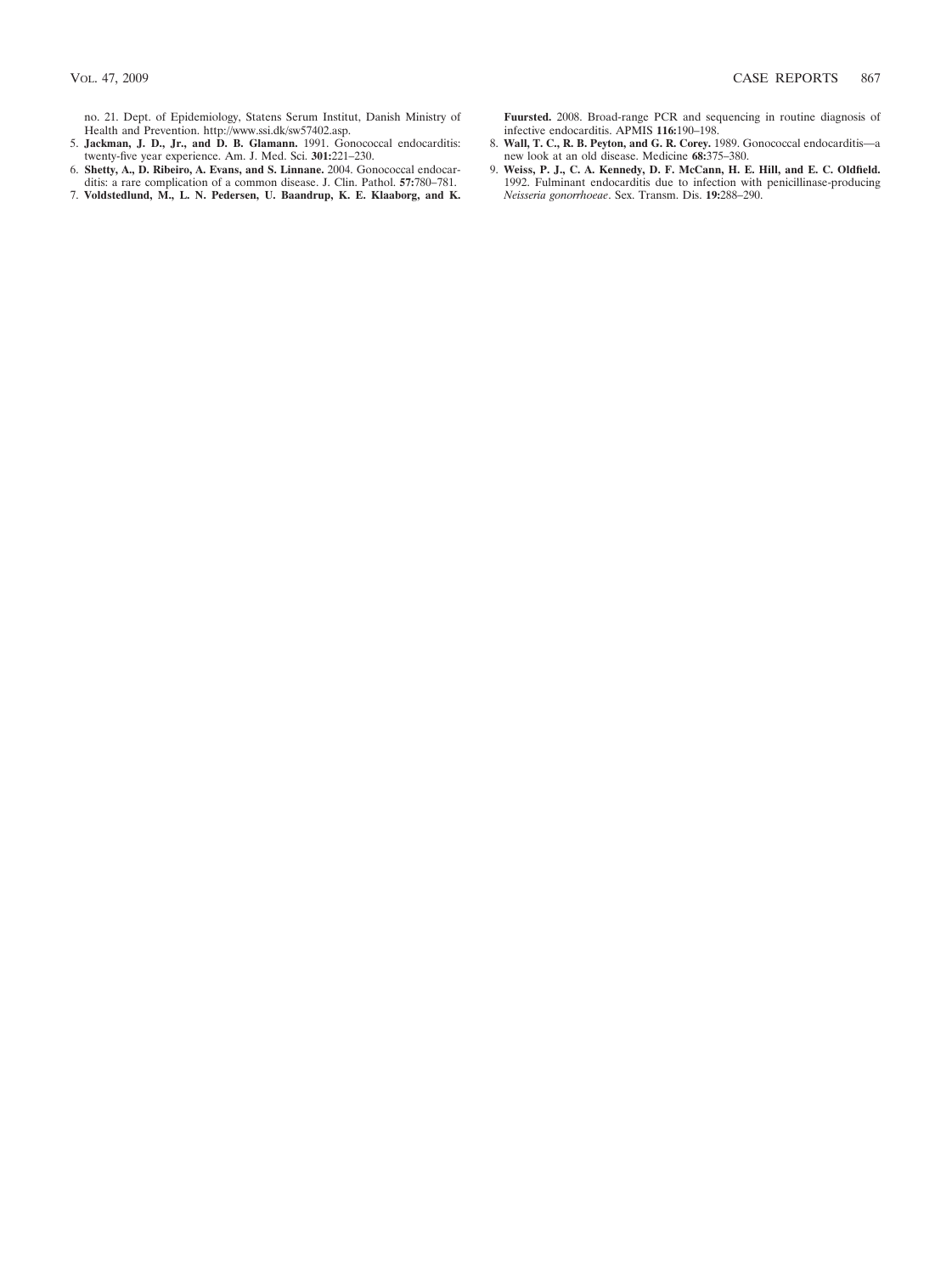no. 21. Dept. of Epidemiology, Statens Serum Institut, Danish Ministry of Health and Prevention. http://www.ssi.dk/sw57402.asp.

5. **Jackman, J. D., Jr., and D. B. Glamann.** 1991. Gonococcal endocarditis: twenty-five year experience. Am. J. Med. Sci. **301:**221–230.
6. **Shetty, A., D. Ribeiro, A. Evans, and S. Linnane.** 2004. Gonococcal endocarditis: a rare complication of a common disease. J. Clin. Pathol. **57:**780–781.
7. **Voldstedlund, M., L. N. Pedersen, U. Baandrup, K. E. Klaaborg, and K. Fuursted.** 2008. Broad-range PCR and sequencing in routine diagnosis of infective endocarditis. APMIS **116:**190–198.
8. **Wall, T. C., R. B. Peyton, and G. R. Corey.** 1989. Gonococcal endocarditis—a new look at an old disease. Medicine **68:**375–380.
9. **Weiss, P. J., C. A. Kennedy, D. F. McCann, H. E. Hill, and E. C. Oldfield.** 1992. Fulminant endocarditis due to infection with penicillinase-producing *Neisseria gonorrhoeae*. Sex. Transm. Dis. **19:**288–290.